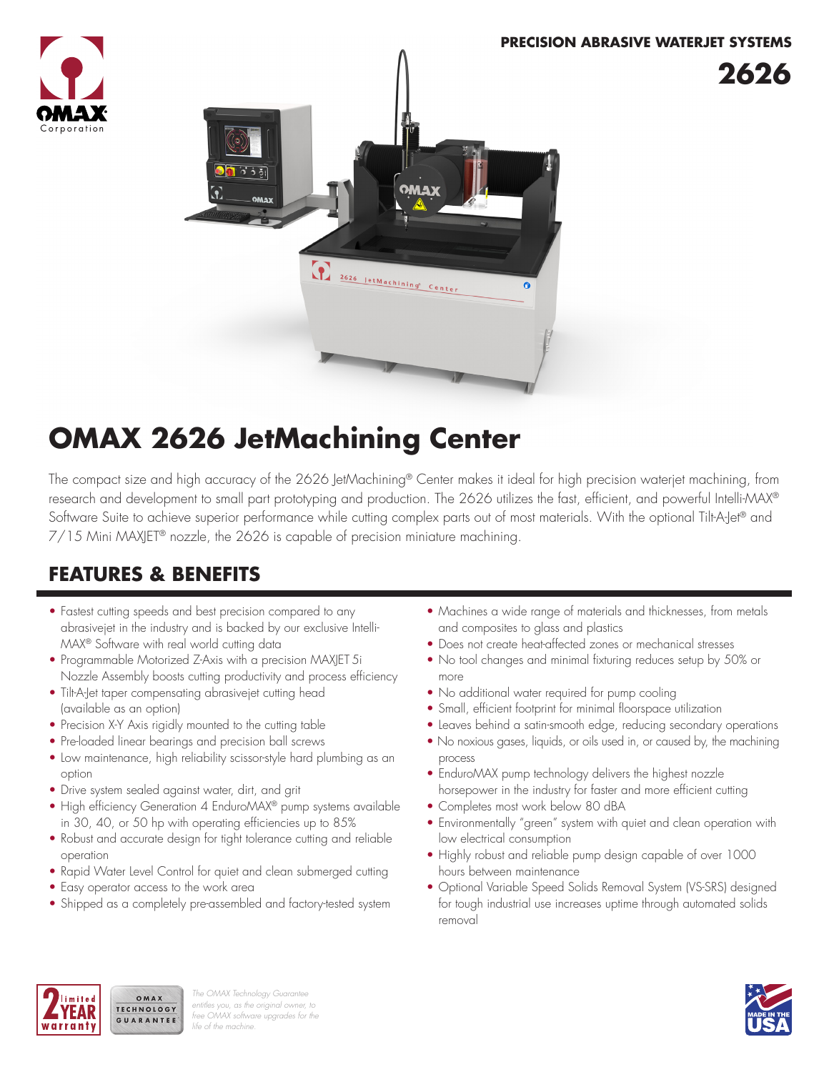PRECISION ABRASIVE WATERJET SYSTEMS

**2626**

# OMAX 2626 JetMachining Center

The compact size and high accuracy of the 2626 JetMachining® Center makes it ideal for high precision waterjet machining, from research and development to small part prototyping and production. The 2626 utilizes the fast, efficient, and powerful Intelli-MAX® Software Suite to achieve superior performance while cutting complex parts out of most materials. With the optional Tilt-A-Jet® and 7/15 Mini MAXJET® nozzle, the 2626 is capable of precision miniature machining.

## FEATURES & BENEFITS

- Fastest cutting speeds and best precision compared to any abrasivejet in the industry and is backed by our exclusive Intelli-MAX® Software with real world cutting data
- Programmable Motorized Z-Axis with a precision MAXJET 5i Nozzle Assembly boosts cutting productivity and process efficiency
- Tilt-A-Jet taper compensating abrasivejet cutting head (available as an option)
- Precision X-Y Axis rigidly mounted to the cutting table
- Pre-loaded linear bearings and precision ball screws
- Low maintenance, high reliability scissor-style hard plumbing as an option
- Drive system sealed against water, dirt, and grit
- High efficiency Generation 4 EnduroMAX® pump systems available in 30, 40, or 50 hp with operating efficiencies up to 85%
- Robust and accurate design for tight tolerance cutting and reliable operation
- Rapid Water Level Control for quiet and clean submerged cutting
- Easy operator access to the work area
- Shipped as a completely pre-assembled and factory-tested system
- Machines a wide range of materials and thicknesses, from metals and composites to glass and plastics
- Does not create heat-affected zones or mechanical stresses
- No tool changes and minimal fixturing reduces setup by 50% or more
- No additional water required for pump cooling
- Small, efficient footprint for minimal floorspace utilization
- Leaves behind a satin-smooth edge, reducing secondary operations
- No noxious gases, liquids, or oils used in, or caused by, the machining process
- EnduroMAX pump technology delivers the highest nozzle horsepower in the industry for faster and more efficient cutting
- Completes most work below 80 dBA
- Environmentally "green" system with quiet and clean operation with low electrical consumption
- Highly robust and reliable pump design capable of over 1000 hours between maintenance
- Optional Variable Speed Solids Removal System (VS-SRS) designed for tough industrial use increases uptime through automated solids removal

2 YEAR limited warranty

OMAX TECHNOLOGY GUARANTEE

*The OMAX Technology Guarantee entitles you, as the original owner, to free OMAX software upgrades for the life of the machine.*

MADE IN THE USA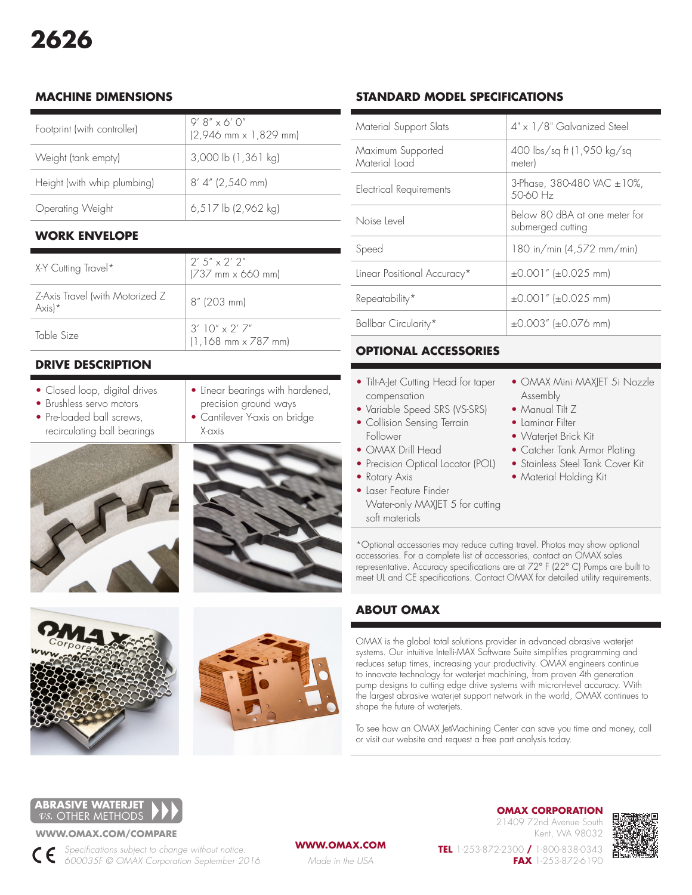# 2626

## MACHINE DIMENSIONS

| | |
|---|---|
| Footprint (with controller) | 9′ 8″ x 6′ 0″ (2,946 mm x 1,829 mm) |
| Weight (tank empty) | 3,000 lb (1,361 kg) |
| Height (with whip plumbing) | 8′ 4″ (2,540 mm) |
| Operating Weight | 6,517 lb (2,962 kg) |

## WORK ENVELOPE

| | |
|---|---|
| X-Y Cutting Travel* | 2′ 5″ x 2′ 2″ (737 mm x 660 mm) |
| Z-Axis Travel (with Motorized Z Axis)* | 8″ (203 mm) |
| Table Size | 3′ 10″ x 2′ 7″ (1,168 mm x 787 mm) |

## DRIVE DESCRIPTION

- Closed loop, digital drives
- Brushless servo motors
- Pre-loaded ball screws, recirculating ball bearings
- Linear bearings with hardened, precision ground ways
- Cantilever Y-axis on bridge X-axis

## STANDARD MODEL SPECIFICATIONS

| | |
|---|---|
| Material Support Slats | 4" x 1/8" Galvanized Steel |
| Maximum Supported Material Load | 400 lbs/sq ft (1,950 kg/sq meter) |
| Electrical Requirements | 3-Phase, 380-480 VAC ±10%, 50-60 Hz |
| Noise Level | Below 80 dBA at one meter for submerged cutting |
| Speed | 180 in/min (4,572 mm/min) |
| Linear Positional Accuracy* | ±0.001″ (±0.025 mm) |
| Repeatability* | ±0.001″ (±0.025 mm) |
| Ballbar Circularity* | ±0.003″ (±0.076 mm) |

## OPTIONAL ACCESSORIES

- Tilt-A-Jet Cutting Head for taper compensation
- Variable Speed SRS (VS-SRS)
- Collision Sensing Terrain Follower
- OMAX Drill Head
- Precision Optical Locator (POL)
- Rotary Axis
- Laser Feature Finder Water-only MAXJET 5 for cutting soft materials
- OMAX Mini MAXJET 5i Nozzle Assembly
- Manual Tilt Z
- Laminar Filter
- Waterjet Brick Kit
- Catcher Tank Armor Plating
- Stainless Steel Tank Cover Kit
- Material Holding Kit

*Optional accessories may reduce cutting travel. Photos may show optional accessories. For a complete list of accessories, contact an OMAX sales representative. Accuracy specifications are at 72° F (22° C) Pumps are built to meet UL and CE specifications. Contact OMAX for detailed utility requirements.

## ABOUT OMAX

OMAX is the global total solutions provider in advanced abrasive waterjet systems. Our intuitive Intelli-MAX Software Suite simplifies programming and reduces setup times, increasing your productivity. OMAX engineers continue to innovate technology for waterjet machining, from proven 4th generation pump designs to cutting edge drive systems with micron-level accuracy. With the largest abrasive waterjet support network in the world, OMAX continues to shape the future of waterjets.

To see how an OMAX JetMachining Center can save you time and money, call or visit our website and request a free part analysis today.

**ABRASIVE WATERJET *vs.* OTHER METHODS**

**WWW.OMAX.COM/COMPARE**

*Specifications subject to change without notice.*
*600035F © OMAX Corporation September 2016*

**WWW.OMAX.COM**

*Made in the USA*

**OMAX CORPORATION**
21409 72nd Avenue South
Kent, WA 98032

**TEL** 1-253-872-2300 / 1-800-838-0343
**FAX** 1-253-872-6190